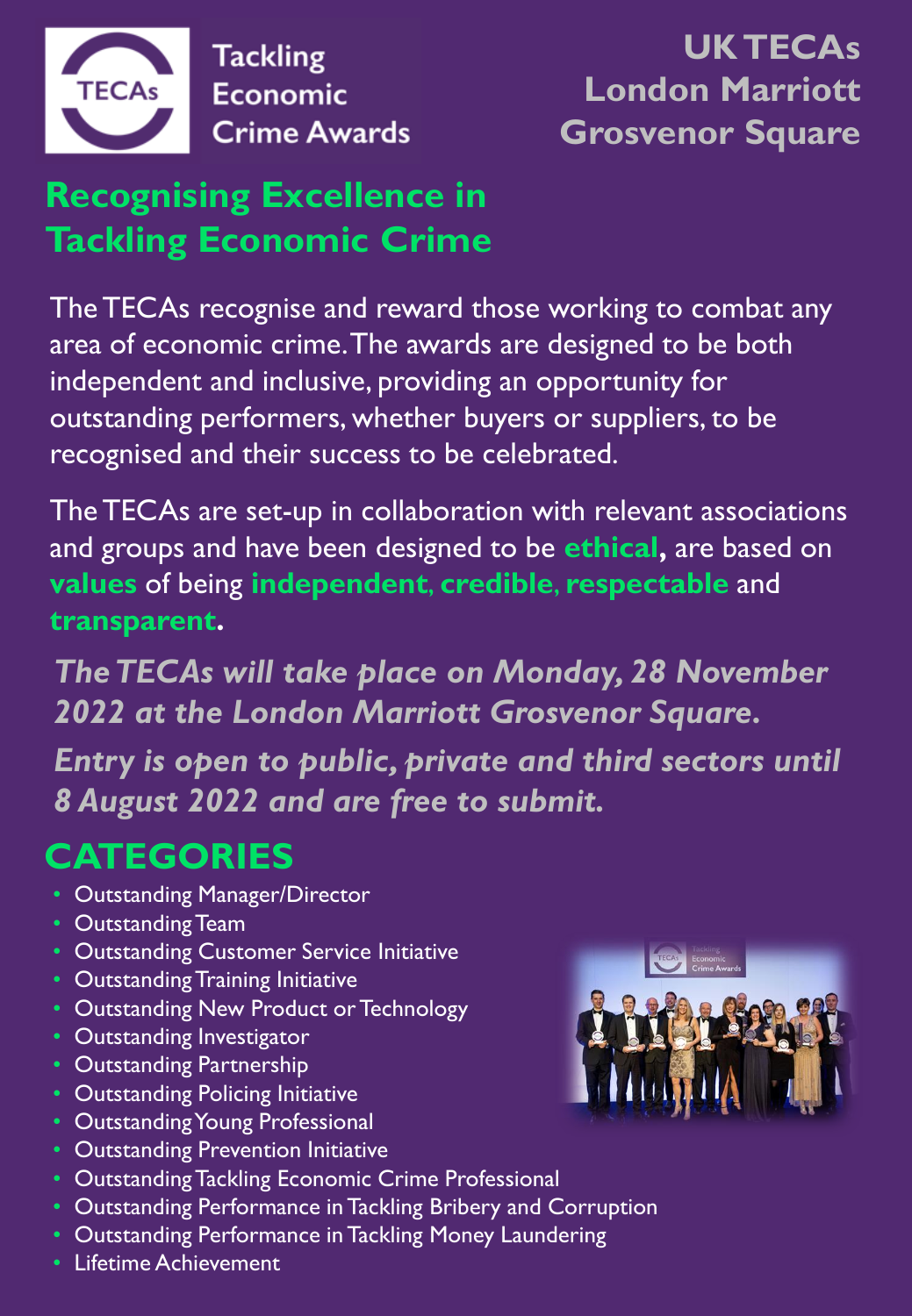TECAs

Tackling Economic Crime Awards

**UK TECAs London Marriott Grosvenor Square**

## Recognising Excellence in Tackling Economic Crime

The TECAs recognise and reward those working to combat any area of economic crime. The awards are designed to be both independent and inclusive, providing an opportunity for outstanding performers, whether buyers or suppliers, to be recognised and their success to be celebrated.

The TECAs are set-up in collaboration with relevant associations and groups and have been designed to be **ethical**, are based on **values** of being **independent, credible, respectable** and **transparent**.

***The TECAs will take place on Monday, 28 November 2022 at the London Marriott Grosvenor Square.***

***Entry is open to public, private and third sectors until 8 August 2022 and are free to submit.***

## CATEGORIES

- Outstanding Manager/Director
- Outstanding Team
- Outstanding Customer Service Initiative
- Outstanding Training Initiative
- Outstanding New Product or Technology
- Outstanding Investigator
- Outstanding Partnership
- Outstanding Policing Initiative
- Outstanding Young Professional
- Outstanding Prevention Initiative
- Outstanding Tackling Economic Crime Professional
- Outstanding Performance in Tackling Bribery and Corruption
- Outstanding Performance in Tackling Money Laundering
- Lifetime Achievement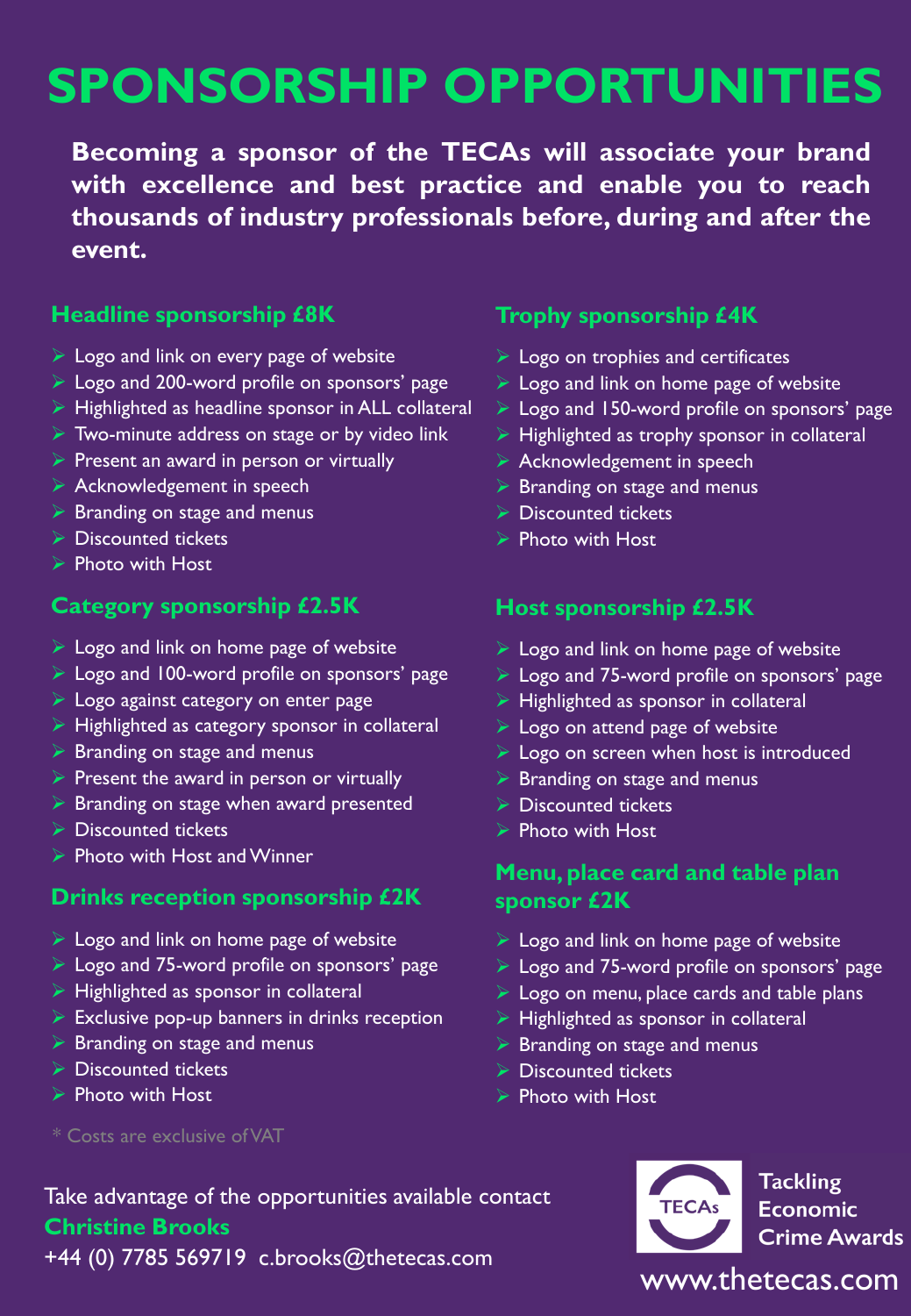# SPONSORSHIP OPPORTUNITIES

**Becoming a sponsor of the TECAs will associate your brand with excellence and best practice and enable you to reach thousands of industry professionals before, during and after the event.**

## Headline sponsorship £8K

- Logo and link on every page of website
- Logo and 200-word profile on sponsors' page
- Highlighted as headline sponsor in ALL collateral
- Two-minute address on stage or by video link
- Present an award in person or virtually
- Acknowledgement in speech
- Branding on stage and menus
- Discounted tickets
- Photo with Host

## Category sponsorship £2.5K

- Logo and link on home page of website
- Logo and 100-word profile on sponsors' page
- Logo against category on enter page
- Highlighted as category sponsor in collateral
- Branding on stage and menus
- Present the award in person or virtually
- Branding on stage when award presented
- Discounted tickets
- Photo with Host and Winner

## Drinks reception sponsorship £2K

- Logo and link on home page of website
- Logo and 75-word profile on sponsors' page
- Highlighted as sponsor in collateral
- Exclusive pop-up banners in drinks reception
- Branding on stage and menus
- Discounted tickets
- Photo with Host

## Trophy sponsorship £4K

- Logo on trophies and certificates
- Logo and link on home page of website
- Logo and 150-word profile on sponsors' page
- Highlighted as trophy sponsor in collateral
- Acknowledgement in speech
- Branding on stage and menus
- Discounted tickets
- Photo with Host

## Host sponsorship £2.5K

- Logo and link on home page of website
- Logo and 75-word profile on sponsors' page
- Highlighted as sponsor in collateral
- Logo on attend page of website
- Logo on screen when host is introduced
- Branding on stage and menus
- Discounted tickets
- Photo with Host

## Menu, place card and table plan sponsor £2K

- Logo and link on home page of website
- Logo and 75-word profile on sponsors' page
- Logo on menu, place cards and table plans
- Highlighted as sponsor in collateral
- Branding on stage and menus
- Discounted tickets
- Photo with Host

* Costs are exclusive of VAT

Take advantage of the opportunities available contact
**Christine Brooks**
+44 (0) 7785 569719 c.brooks@thetecas.com

TECAs
Tackling Economic Crime Awards

www.thetecas.com